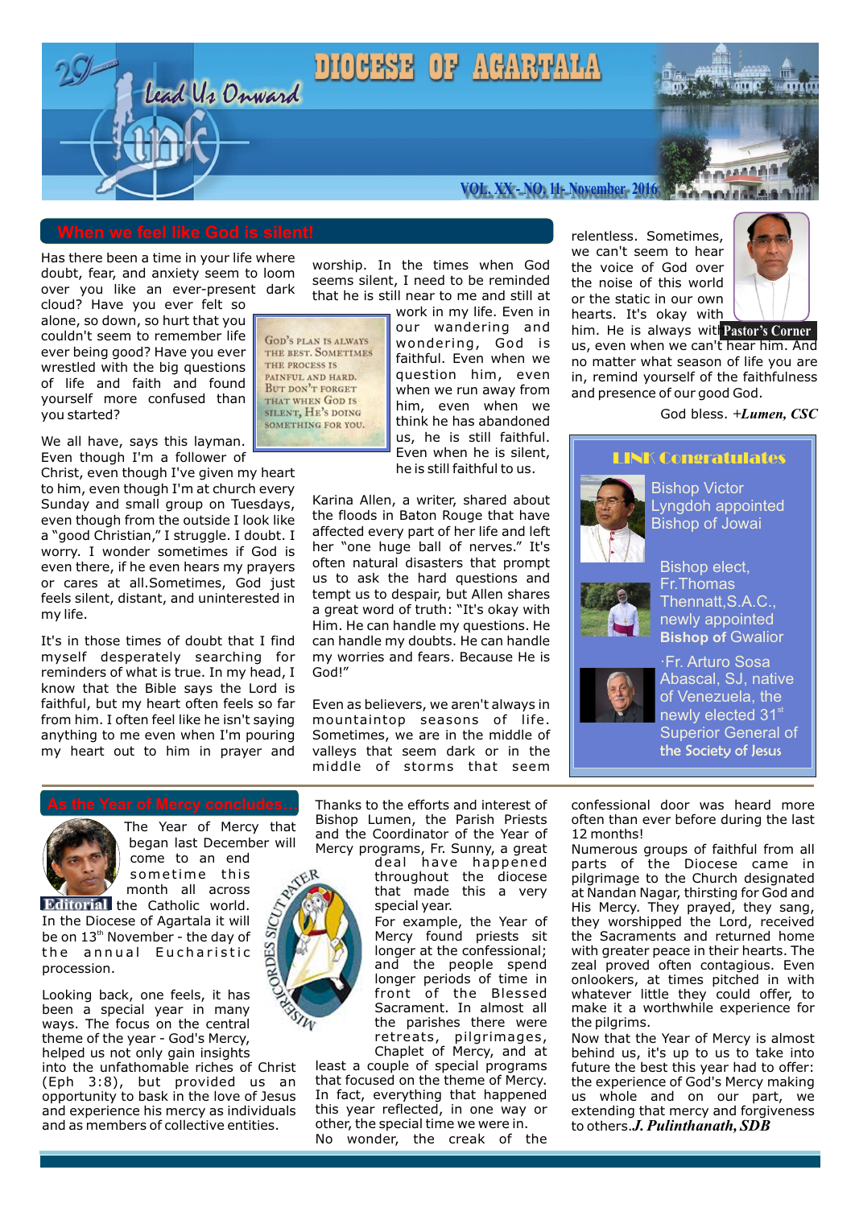# DIOCESE OF AGARTALA

Lead Us Onward

VOL. XX - NO. 11- November- 2016

## When we feel like God is silent!

Has there been a time in your life where doubt, fear, and anxiety seem to loom over you like an ever-present dark cloud? Have you ever felt so alone, so down, so hurt that you couldn't seem to remember life ever being good? Have you ever wrestled with the big questions of life and faith and found yourself more confused than you started?

We all have, says this layman. Even though I'm a follower of Christ, even though I've given my heart to him, even though I'm at church every Sunday and small group on Tuesdays, even though from the outside I look like a "good Christian," I struggle. I doubt. I worry. I wonder sometimes if God is even there, if he even hears my prayers or cares at all.Sometimes, God just feels silent, distant, and uninterested in my life.

It's in those times of doubt that I find myself desperately searching for reminders of what is true. In my head, I know that the Bible says the Lord is faithful, but my heart often feels so far from him. I often feel like he isn't saying anything to me even when I'm pouring my heart out to him in prayer and worship. In the times when God seems silent, I need to be reminded that he is still near to me and still at work in my life. Even in our wandering and wondering, God is faithful. Even when we question him, even when we run away from him, even when we think he has abandoned us, he is still faithful. Even when he is silent, he is still faithful to us.

> GOD'S PLAN IS ALWAYS THE BEST. SOMETIMES THE PROCESS IS PAINFUL AND HARD. BUT DON'T FORGET THAT WHEN GOD IS SILENT, HE'S DOING SOMETHING FOR YOU.

Karina Allen, a writer, shared about the floods in Baton Rouge that have affected every part of her life and left her "one huge ball of nerves." It's often natural disasters that prompt us to ask the hard questions and tempt us to despair, but Allen shares a great word of truth: "It's okay with Him. He can handle my questions. He can handle my doubts. He can handle my worries and fears. Because He is God!"

Even as believers, we aren't always in mountaintop seasons of life. Sometimes, we are in the middle of valleys that seem dark or in the middle of storms that seem relentless. Sometimes, we can't seem to hear the voice of God over the noise of this world or the static in our own hearts. It's okay with him. He is always with us, even when we can't hear him. And no matter what season of life you are in, remind yourself of the faithfulness and presence of our good God.

**Pastor's Corner**

God bless. *+Lumen, CSC*

## LINK Congratulates

Bishop Victor Lyngdoh appointed Bishop of Jowai

Bishop elect, Fr.Thomas Thennatt,S.A.C., newly appointed **Bishop of Gwalior**

·Fr. Arturo Sosa Abascal, SJ, native of Venezuela, the newly elected 31st Superior General of the Society of Jesus

## As the Year of Mercy concludes...

**Editorial**

The Year of Mercy that began last December will come to an end sometime this month all across the Catholic world. In the Diocese of Agartala it will be on 13th November - the day of the annual Eucharistic procession.

Looking back, one feels, it has been a special year in many ways. The focus on the central theme of the year - God's Mercy, helped us not only gain insights into the unfathomable riches of Christ (Eph 3:8), but provided us an opportunity to bask in the love of Jesus and experience his mercy as individuals and as members of collective entities.

Thanks to the efforts and interest of Bishop Lumen, the Parish Priests and the Coordinator of the Year of Mercy programs, Fr. Sunny, a great deal have happened throughout the diocese that made this a very special year.

For example, the Year of Mercy found priests sit longer at the confessional; and the people spend longer periods of time in front of the Blessed Sacrament. In almost all the parishes there were retreats, pilgrimages, Chaplet of Mercy, and at least a couple of special programs that focused on the theme of Mercy. In fact, everything that happened this year reflected, in one way or other, the special time we were in.

No wonder, the creak of the confessional door was heard more often than ever before during the last 12 months!

Numerous groups of faithful from all parts of the Diocese came in pilgrimage to the Church designated at Nandan Nagar, thirsting for God and His Mercy. They prayed, they sang, they worshipped the Lord, received the Sacraments and returned home with greater peace in their hearts. The zeal proved often contagious. Even onlookers, at times pitched in with whatever little they could offer, to make it a worthwhile experience for the pilgrims.

Now that the Year of Mercy is almost behind us, it's up to us to take into future the best this year had to offer: the experience of God's Mercy making us whole and on our part, we extending that mercy and forgiveness to others.***J. Pulinthanath, SDB***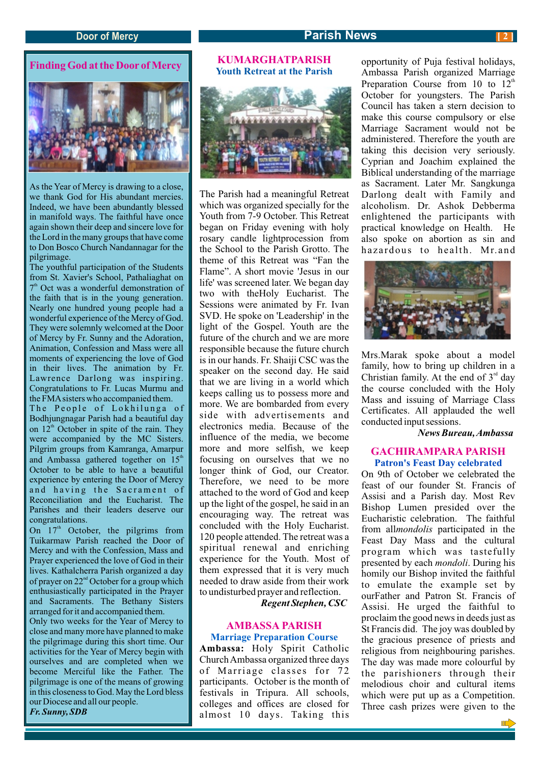## Finding God at the Door of Mercy

As the Year of Mercy is drawing to a close, we thank God for His abundant mercies. Indeed, we have been abundantly blessed in manifold ways. The faithful have once again shown their deep and sincere love for the Lord in the many groups that have come to Don Bosco Church Nandannagar for the pilgrimage.

The youthful participation of the Students from St. Xavier's School, Pathaliaghat on 7th Oct was a wonderful demonstration of the faith that is in the young generation. Nearly one hundred young people had a wonderful experience of the Mercy of God. They were solemnly welcomed at the Door of Mercy by Fr. Sunny and the Adoration, Animation, Confession and Mass were all moments of experiencing the love of God in their lives. The animation by Fr. Lawrence Darlong was inspiring. Congratulations to Fr. Lucas Murmu and the FMA sisters who accompanied them.

The People of Lokhilunga of Bodhjungnagar Parish had a beautiful day on 12th October in spite of the rain. They were accompanied by the MC Sisters. Pilgrim groups from Kamranga, Amarpur and Ambassa gathered together on 15th October to be able to have a beautiful experience by entering the Door of Mercy and having the Sacrament of Reconciliation and the Eucharist. The Parishes and their leaders deserve our congratulations.

On 17th October, the pilgrims from Tuikarmaw Parish reached the Door of Mercy and with the Confession, Mass and Prayer experienced the love of God in their lives. Kathalcherra Parish organized a day of prayer on 22nd October for a group which enthusiastically participated in the Prayer and Sacraments. The Bethany Sisters arranged for it and accompanied them.

Only two weeks for the Year of Mercy to close and many more have planned to make the pilgrimage during this short time. Our activities for the Year of Mercy begin with ourselves and are completed when we become Merciful like the Father. The pilgrimage is one of the means of growing in this closeness to God. May the Lord bless our Diocese and all our people.

***Fr. Sunny, SDB***

## KUMARGHATPARISH

### Youth Retreat at the Parish

The Parish had a meaningful Retreat which was organized specially for the Youth from 7-9 October. This Retreat began on Friday evening with holy rosary candle lightprocession from the School to the Parish Grotto. The theme of this Retreat was "Fan the Flame". A short movie 'Jesus in our life' was screened later. We began day two with theHoly Eucharist. The Sessions were animated by Fr. Ivan SVD. He spoke on 'Leadership' in the light of the Gospel. Youth are the future of the church and we are more responsible because the future church is in our hands. Fr. Shaiji CSC was the speaker on the second day. He said that we are living in a world which keeps calling us to possess more and more. We are bombarded from every side with advertisements and electronics media. Because of the influence of the media, we become more and more selfish, we keep focusing on ourselves that we no longer think of God, our Creator. Therefore, we need to be more attached to the word of God and keep up the light of the gospel, he said in an encouraging way. The retreat was concluded with the Holy Eucharist. 120 people attended. The retreat was a spiritual renewal and enriching experience for the Youth. Most of them expressed that it is very much needed to draw aside from their work to undisturbed prayer and reflection.

***Regent Stephen, CSC***

## AMBASSA PARISH

### Marriage Preparation Course

**Ambassa:** Holy Spirit Catholic Church Ambassa organized three days of Marriage classes for 72 participants. October is the month of festivals in Tripura. All schools, colleges and offices are closed for almost 10 days. Taking this opportunity of Puja festival holidays, Ambassa Parish organized Marriage Preparation Course from 10 to 12th October for youngsters. The Parish Council has taken a stern decision to make this course compulsory or else Marriage Sacrament would not be administered. Therefore the youth are taking this decision very seriously. Cyprian and Joachim explained the Biblical understanding of the marriage as Sacrament. Later Mr. Sangkunga Darlong dealt with Family and alcoholism. Dr. Ashok Debberma enlightened the participants with practical knowledge on Health. He also spoke on abortion as sin and hazardous to health. Mr.and Mrs.Marak spoke about a model family, how to bring up children in a Christian family. At the end of 3rd day the course concluded with the Holy Mass and issuing of Marriage Class Certificates. All applauded the well conducted input sessions.

***News Bureau, Ambassa***

## GACHIRAMPARA PARISH

### Patron's Feast Day celebrated

On 9th of October we celebrated the feast of our founder St. Francis of Assisi and a Parish day. Most Rev Bishop Lumen presided over the Eucharistic celebration. The faithful from all*mondolis* participated in the Feast Day Mass and the cultural program which was tastefully presented by each *mondoli*. During his homily our Bishop invited the faithful to emulate the example set by ourFather and Patron St. Francis of Assisi. He urged the faithful to proclaim the good news in deeds just as St Francis did. The joy was doubled by the gracious presence of priests and religious from neighbouring parishes. The day was made more colourful by the parishioners through their melodious choir and cultural items which were put up as a Competition. Three cash prizes were given to the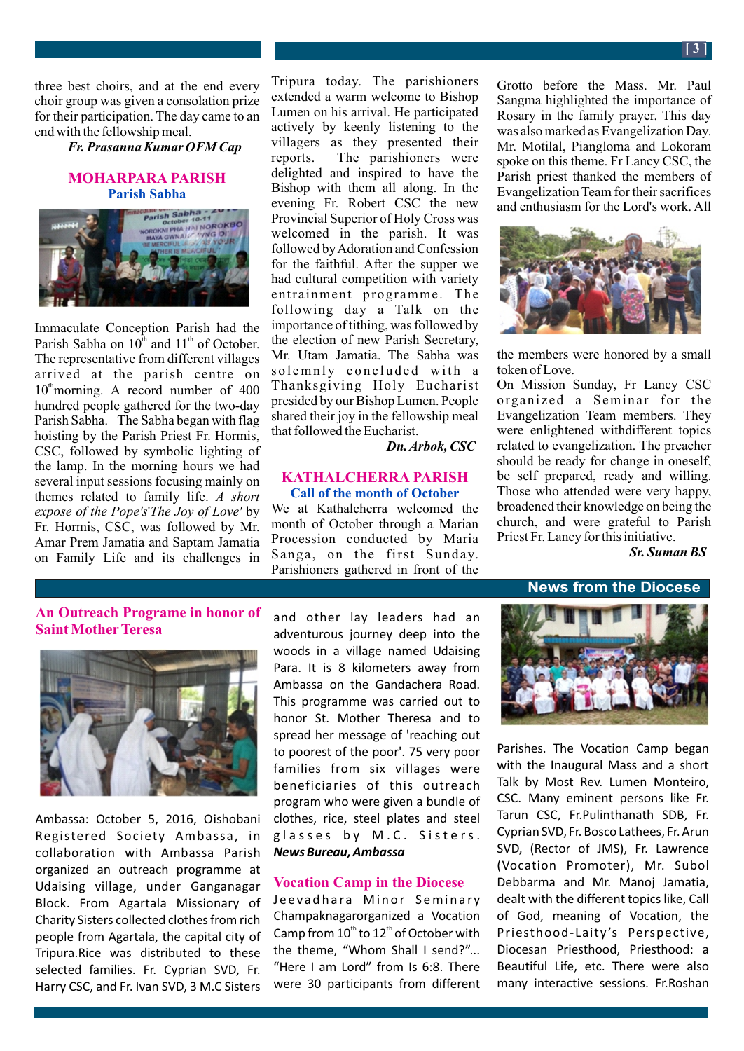three best choirs, and at the end every choir group was given a consolation prize for their participation. The day came to an end with the fellowship meal.

***Fr. Prasanna Kumar OFM Cap***

## MOHARPARA PARISH

### Parish Sabha

Immaculate Conception Parish had the Parish Sabha on 10th and 11th of October. The representative from different villages arrived at the parish centre on 10th morning. A record number of 400 hundred people gathered for the two-day Parish Sabha. The Sabha began with flag hoisting by the Parish Priest Fr. Hormis, CSC, followed by symbolic lighting of the lamp. In the morning hours we had several input sessions focusing mainly on themes related to family life. *A short expose of the Pope's'The Joy of Love'* by Fr. Hormis, CSC, was followed by Mr. Amar Prem Jamatia and Saptam Jamatia on Family Life and its challenges in Tripura today. The parishioners extended a warm welcome to Bishop Lumen on his arrival. He participated actively by keenly listening to the villagers as they presented their reports. The parishioners were delighted and inspired to have the Bishop with them all along. In the evening Fr. Robert CSC the new Provincial Superior of Holy Cross was welcomed in the parish. It was followed by Adoration and Confession for the faithful. After the supper we had cultural competition with variety entrainment programme. The following day a Talk on the importance of tithing, was followed by the election of new Parish Secretary, Mr. Utam Jamatia. The Sabha was solemnly concluded with a Thanksgiving Holy Eucharist presided by our Bishop Lumen. People shared their joy in the fellowship meal that followed the Eucharist.

***Dn. Arbok, CSC***

## KATHALCHERRA PARISH

### Call of the month of October

We at Kathalcherra welcomed the month of October through a Marian Procession conducted by Maria Sanga, on the first Sunday. Parishioners gathered in front of the Grotto before the Mass. Mr. Paul Sangma highlighted the importance of Rosary in the family prayer. This day was also marked as Evangelization Day. Mr. Motilal, Piangloma and Lokoram spoke on this theme. Fr Lancy CSC, the Parish priest thanked the members of Evangelization Team for their sacrifices and enthusiasm for the Lord's work. All the members were honored by a small token of Love.

On Mission Sunday, Fr Lancy CSC organized a Seminar for the Evangelization Team members. They were enlightened withdifferent topics related to evangelization. The preacher should be ready for change in oneself, be self prepared, ready and willing. Those who attended were very happy, broadened their knowledge on being the church, and were grateful to Parish Priest Fr. Lancy for this initiative.

***Sr. Suman BS***

# News from the Diocese

## An Outreach Programe in honor of Saint Mother Teresa

Ambassa: October 5, 2016, Oishobani Registered Society Ambassa, in collaboration with Ambassa Parish organized an outreach programme at Udaising village, under Ganganagar Block. From Agartala Missionary of Charity Sisters collected clothes from rich people from Agartala, the capital city of Tripura.Rice was distributed to these selected families. Fr. Cyprian SVD, Fr. Harry CSC, and Fr. Ivan SVD, 3 M.C Sisters and other lay leaders had an adventurous journey deep into the woods in a village named Udaising Para. It is 8 kilometers away from Ambassa on the Gandachera Road. This programme was carried out to honor St. Mother Theresa and to spread her message of 'reaching out to poorest of the poor'. 75 very poor families from six villages were beneficiaries of this outreach program who were given a bundle of clothes, rice, steel plates and steel glasses by M.C. Sisters.

***News Bureau, Ambassa***

## Vocation Camp in the Diocese

Jeevadhara Minor Seminary Champaknagarorganized a Vocation Camp from 10th to 12th of October with the theme, "Whom Shall I send?"... "Here I am Lord" from Is 6:8. There were 30 participants from different Parishes. The Vocation Camp began with the Inaugural Mass and a short Talk by Most Rev. Lumen Monteiro, CSC. Many eminent persons like Fr. Tarun CSC, Fr.Pulinthanath SDB, Fr. Cyprian SVD, Fr. Bosco Lathees, Fr. Arun SVD, (Rector of JMS), Fr. Lawrence (Vocation Promoter), Mr. Subol Debbarma and Mr. Manoj Jamatia, dealt with the different topics like, Call of God, meaning of Vocation, the Priesthood-Laity's Perspective, Diocesan Priesthood, Priesthood: a Beautiful Life, etc. There were also many interactive sessions. Fr.Roshan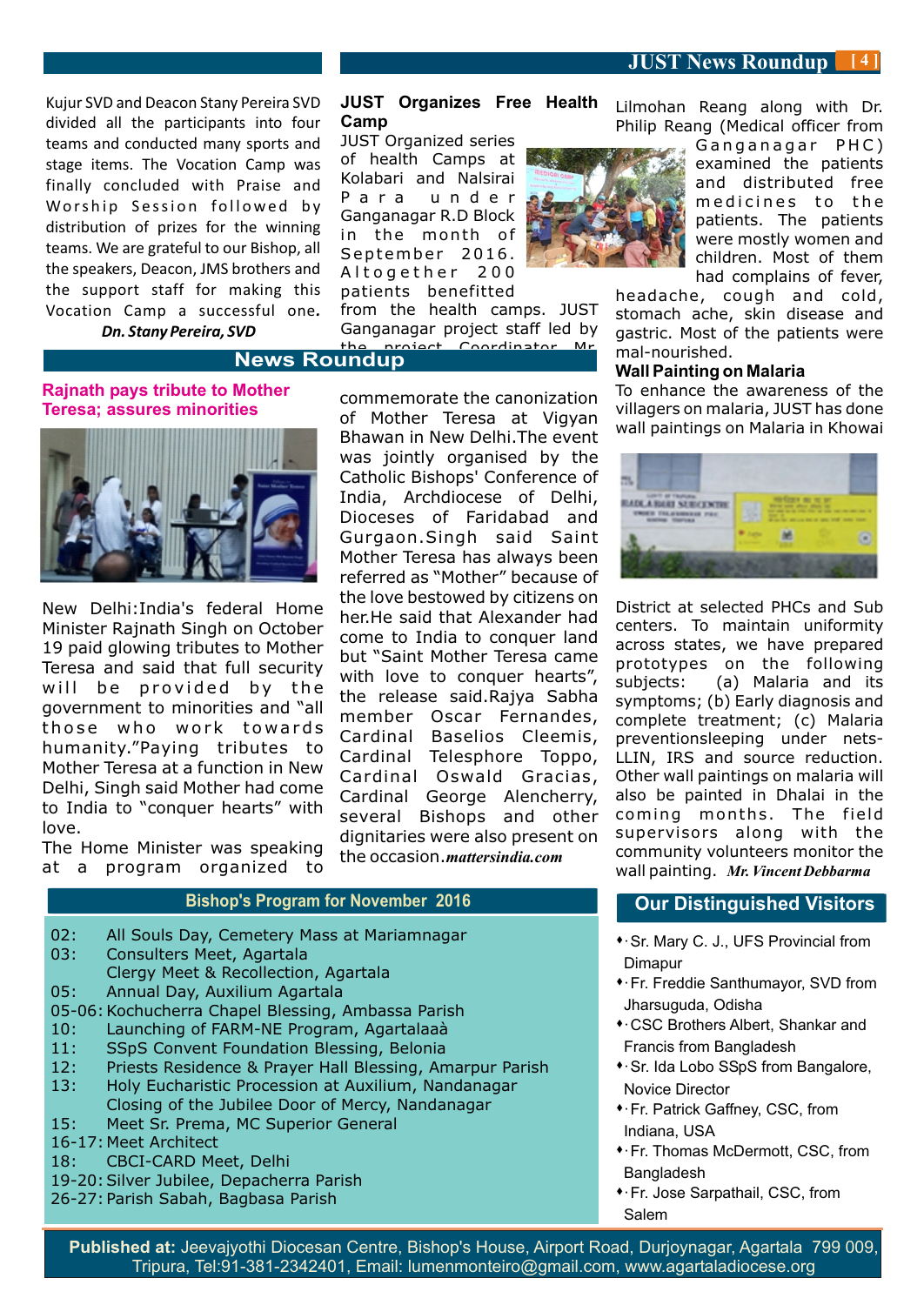Kujur SVD and Deacon Stany Pereira SVD divided all the participants into four teams and conducted many sports and stage items. The Vocation Camp was finally concluded with Praise and Worship Session followed by distribution of prizes for the winning teams. We are grateful to our Bishop, all the speakers, Deacon, JMS brothers and the support staff for making this Vocation Camp a successful one.

***Dn. Stany Pereira, SVD***

## JUST Organizes Free Health Camp

JUST Organized series of health Camps at Kolabari and Nalsirai Para under Ganganagar R.D Block in the month of September 2016. Altogether 200 patients benefitted from the health camps. JUST Ganganagar project staff led by the project Coordinator Mr. Lilmohan Reang along with Dr. Philip Reang (Medical officer from Ganganagar PHC) examined the patients and distributed free medicines to the patients. The patients were mostly women and children. Most of them had complains of fever, headache, cough and cold, stomach ache, skin disease and gastric. Most of the patients were mal-nourished.

## Wall Painting on Malaria

To enhance the awareness of the villagers on malaria, JUST has done wall paintings on Malaria in Khowai District at selected PHCs and Sub centers. To maintain uniformity across states, we have prepared prototypes on the following subjects: (a) Malaria and its symptoms; (b) Early diagnosis and complete treatment; (c) Malaria preventionsleeping under nets-LLIN, IRS and source reduction. Other wall paintings on malaria will also be painted in Dhalai in the coming months. The field supervisors along with the community volunteers monitor the wall painting. ***Mr. Vincent Debbarma***

# News Roundup

## Rajnath pays tribute to Mother Teresa; assures minorities

New Delhi:India's federal Home Minister Rajnath Singh on October 19 paid glowing tributes to Mother Teresa and said that full security will be provided by the government to minorities and "all those who work towards humanity."Paying tributes to Mother Teresa at a function in New Delhi, Singh said Mother had come to India to "conquer hearts" with love.

The Home Minister was speaking at a program organized to commemorate the canonization of Mother Teresa at Vigyan Bhawan in New Delhi.The event was jointly organised by the Catholic Bishops' Conference of India, Archdiocese of Delhi, Dioceses of Faridabad and Gurgaon.Singh said Saint Mother Teresa has always been referred as "Mother" because of the love bestowed by citizens on her.He said that Alexander had come to India to conquer land but "Saint Mother Teresa came with love to conquer hearts", the release said.Rajya Sabha member Oscar Fernandes, Cardinal Baselios Cleemis, Cardinal Telesphore Toppo, Cardinal Oswald Gracias, Cardinal George Alencherry, several Bishops and other dignitaries were also present on the occasion.*mattersindia.com*

## Bishop's Program for November 2016

| | |
|---|---|
| 02: | All Souls Day, Cemetery Mass at Mariamnagar |
| 03: | Consulters Meet, Agartala |
| | Clergy Meet & Recollection, Agartala |
| 05: | Annual Day, Auxilium Agartala |
| 05-06: | Kochucherra Chapel Blessing, Ambassa Parish |
| 10: | Launching of FARM-NE Program, Agartalaaà |
| 11: | SSpS Convent Foundation Blessing, Belonia |
| 12: | Priests Residence & Prayer Hall Blessing, Amarpur Parish |
| 13: | Holy Eucharistic Procession at Auxilium, Nandanagar |
| | Closing of the Jubilee Door of Mercy, Nandanagar |
| 15: | Meet Sr. Prema, MC Superior General |
| 16-17: | Meet Architect |
| 18: | CBCI-CARD Meet, Delhi |
| 19-20: | Silver Jubilee, Depacherra Parish |
| 26-27: | Parish Sabah, Bagbasa Parish |

## Our Distinguished Visitors

- Sr. Mary C. J., UFS Provincial from Dimapur
- Fr. Freddie Santhumayor, SVD from Jharsuguda, Odisha
- CSC Brothers Albert, Shankar and Francis from Bangladesh
- Sr. Ida Lobo SSpS from Bangalore, Novice Director
- Fr. Patrick Gaffney, CSC, from Indiana, USA
- Fr. Thomas McDermott, CSC, from Bangladesh
- Fr. Jose Sarpathail, CSC, from Salem

**Published at:** Jeevajyothi Diocesan Centre, Bishop's House, Airport Road, Durjoynagar, Agartala 799 009, Tripura, Tel:91-381-2342401, Email: lumenmonteiro@gmail.com, www.agartaladiocese.org